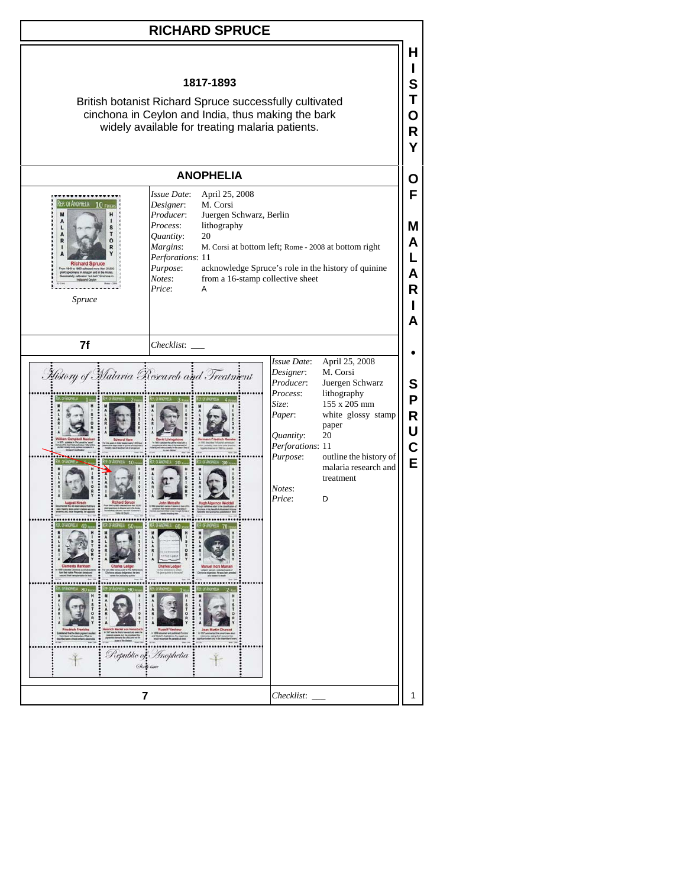# RICHARD SPRUCE

**1817-1893**

British botanist Richard Spruce successfully cultivated cinchona in Ceylon and India, thus making the bark widely available for treating malaria patients.

## ANOPHELIA

*Spruce*

| | |
|---|---|
| *Issue Date*: | April 25, 2008 |
| *Designer*: | M. Corsi |
| *Producer*: | Juergen Schwarz, Berlin |
| *Process*: | lithography |
| *Quantity*: | 20 |
| *Margins*: | M. Corsi at bottom left; Rome - 2008 at bottom right |
| *Perforations*: | 11 |
| *Purpose*: | acknowledge Spruce's role in the history of quinine |
| *Notes*: | from a 16-stamp collective sheet |
| *Price*: | A |

**7f** *Checklist*: ___

| | |
|---|---|
| *Issue Date*: | April 25, 2008 |
| *Designer*: | M. Corsi |
| *Producer*: | Juergen Schwarz |
| *Process*: | lithography |
| *Size*: | 155 x 205 mm |
| *Paper*: | white glossy stamp paper |
| *Quantity*: | 20 |
| *Perforations*: | 11 |
| *Purpose*: | outline the history of malaria research and treatment |
| *Notes*: | |
| *Price*: | D |

**7** *Checklist*: ___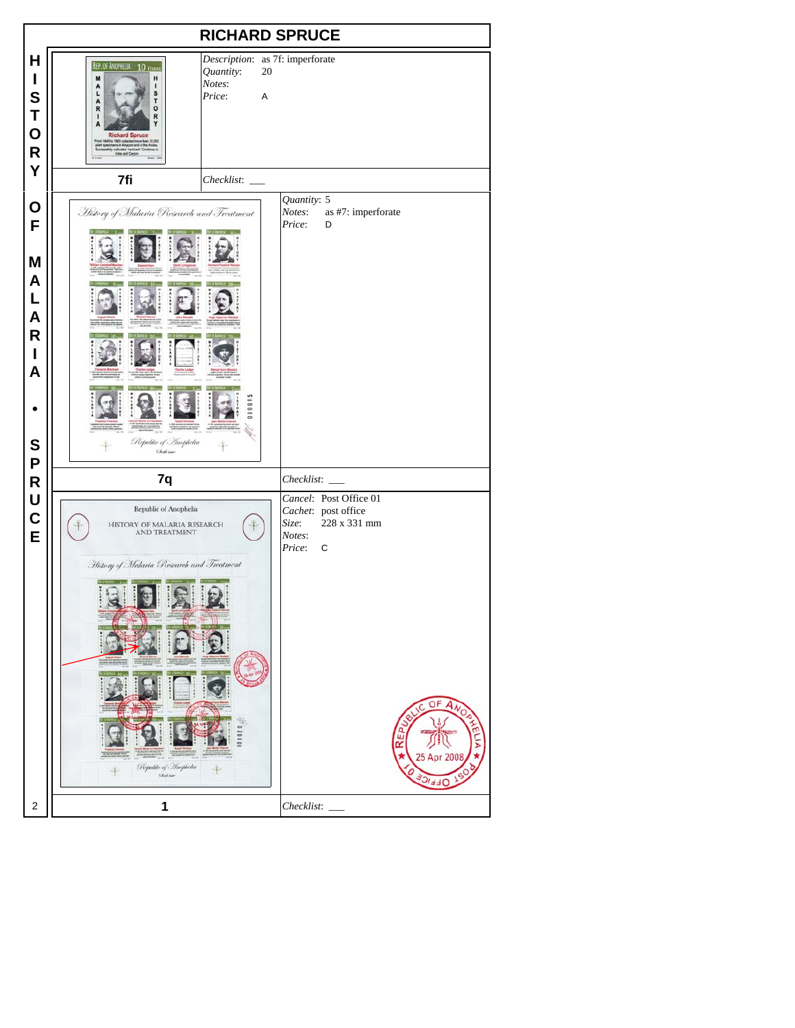# RICHARD SPRUCE

HISTORY OF MALARIA • SPRUCE

| | | |
|---|---|---|
| | *Description*: as 7f: imperforate<br>*Quantity*: 20<br>*Notes*:<br>*Price*: A | |
| **7fi** | *Checklist*: ___ | |
| | *Quantity*: 5<br>*Notes*: as #7: imperforate<br>*Price*: D | |
| **7q** | *Checklist*: ___ | |
| | *Cancel*: Post Office 01<br>*Cachet*: post office<br>*Size*: 228 x 331 mm<br>*Notes*:<br>*Price*: C | |
| **1** | *Checklist*: ___ | |